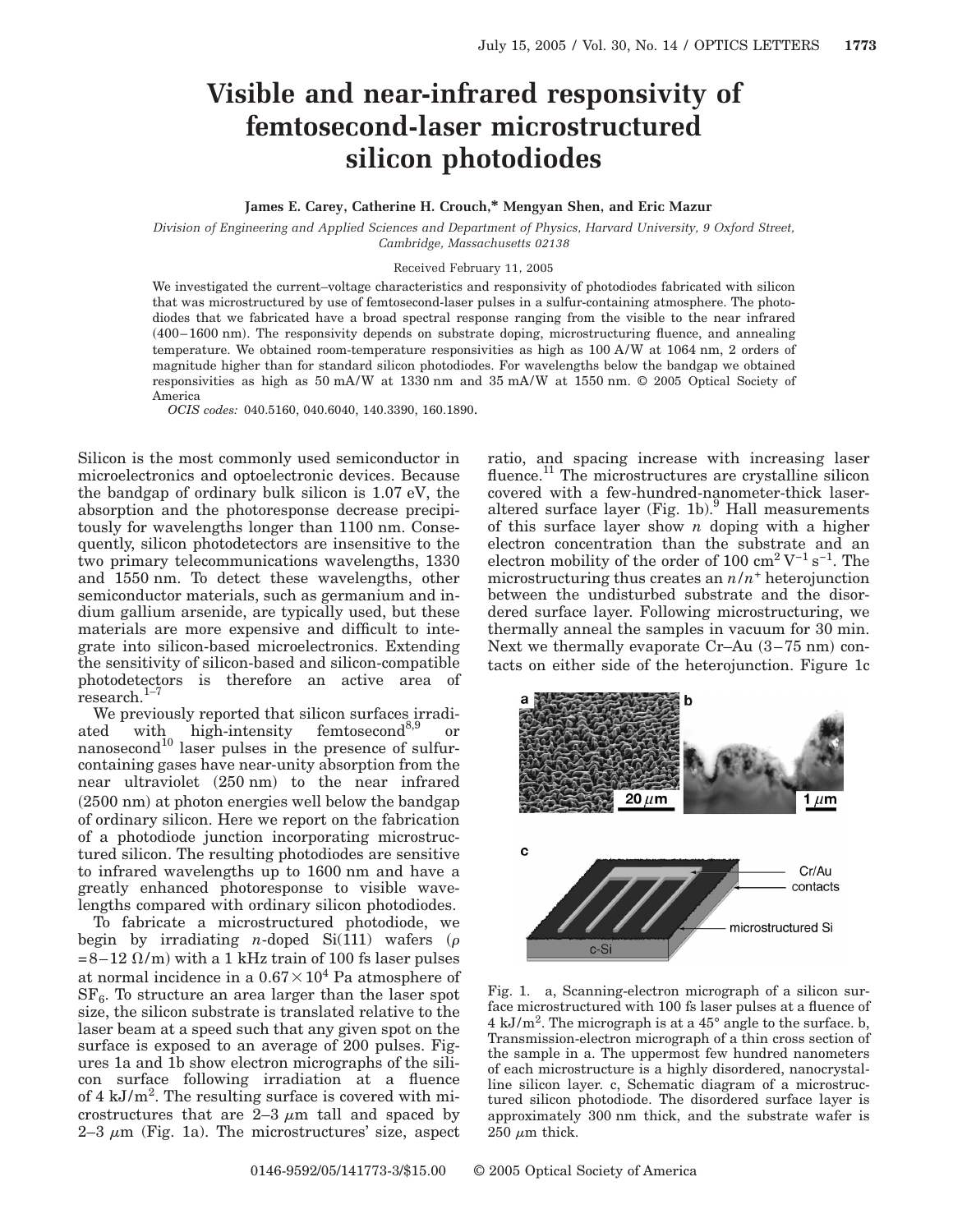# Visible and near-infrared responsivity of femtosecond-laser microstructured silicon photodiodes

**James E. Carey, Catherine H. Crouch,* Mengyan Shen, and Eric Mazur**

*Division of Engineering and Applied Sciences and Department of Physics, Harvard University, 9 Oxford Street, Cambridge, Massachusetts 02138*

Received February 11, 2005

We investigated the current–voltage characteristics and responsivity of photodiodes fabricated with silicon that was microstructured by use of femtosecond-laser pulses in a sulfur-containing atmosphere. The photodiodes that we fabricated have a broad spectral response ranging from the visible to the near infrared (400–1600 nm). The responsivity depends on substrate doping, microstructuring fluence, and annealing temperature. We obtained room-temperature responsivities as high as 100 A/W at 1064 nm, 2 orders of magnitude higher than for standard silicon photodiodes. For wavelengths below the bandgap we obtained responsivities as high as 50 mA/W at 1330 nm and 35 mA/W at 1550 nm. © 2005 Optical Society of America

*OCIS codes:* 040.5160, 040.6040, 140.3390, 160.1890.

Silicon is the most commonly used semiconductor in microelectronics and optoelectronic devices. Because the bandgap of ordinary bulk silicon is 1.07 eV, the absorption and the photoresponse decrease precipitously for wavelengths longer than 1100 nm. Consequently, silicon photodetectors are insensitive to the two primary telecommunications wavelengths, 1330 and 1550 nm. To detect these wavelengths, other semiconductor materials, such as germanium and indium gallium arsenide, are typically used, but these materials are more expensive and difficult to integrate into silicon-based microelectronics. Extending the sensitivity of silicon-based and silicon-compatible photodetectors is therefore an active area of research.[1–7]

We previously reported that silicon surfaces irradiated with high-intensity femtosecond[8,9] or nanosecond[10] laser pulses in the presence of sulfur-containing gases have near-unity absorption from the near ultraviolet (250 nm) to the near infrared (2500 nm) at photon energies well below the bandgap of ordinary silicon. Here we report on the fabrication of a photodiode junction incorporating microstructured silicon. The resulting photodiodes are sensitive to infrared wavelengths up to 1600 nm and have a greatly enhanced photoresponse to visible wavelengths compared with ordinary silicon photodiodes.

To fabricate a microstructured photodiode, we begin by irradiating *n*-doped Si(111) wafers ($\rho = 8-12\ \Omega/\mathrm{m}$) with a 1 kHz train of 100 fs laser pulses at normal incidence in a $0.67 \times 10^4$ Pa atmosphere of $SF_6$. To structure an area larger than the laser spot size, the silicon substrate is translated relative to the laser beam at a speed such that any given spot on the surface is exposed to an average of 200 pulses. Figures 1a and 1b show electron micrographs of the silicon surface following irradiation at a fluence of 4 kJ/m$^2$. The resulting surface is covered with microstructures that are 2–3 $\mu$m tall and spaced by 2–3 $\mu$m (Fig. 1a). The microstructures' size, aspect ratio, and spacing increase with increasing laser fluence.[11] The microstructures are crystalline silicon covered with a few-hundred-nanometer-thick laser-altered surface layer (Fig. 1b).[9] Hall measurements of this surface layer show *n* doping with a higher electron concentration than the substrate and an electron mobility of the order of 100 cm$^2$ V$^{-1}$ s$^{-1}$. The microstructuring thus creates an $n/n^+$ heterojunction between the undisturbed substrate and the disordered surface layer. Following microstructuring, we thermally anneal the samples in vacuum for 30 min. Next we thermally evaporate Cr–Au (3–75 nm) contacts on either side of the heterojunction. Figure 1c

Fig. 1. a, Scanning-electron micrograph of a silicon surface microstructured with 100 fs laser pulses at a fluence of 4 kJ/m$^2$. The micrograph is at a 45° angle to the surface. b, Transmission-electron micrograph of a thin cross section of the sample in a. The uppermost few hundred nanometers of each microstructure is a highly disordered, nanocrystalline silicon layer. c, Schematic diagram of a microstructured silicon photodiode. The disordered surface layer is approximately 300 nm thick, and the substrate wafer is 250 $\mu$m thick.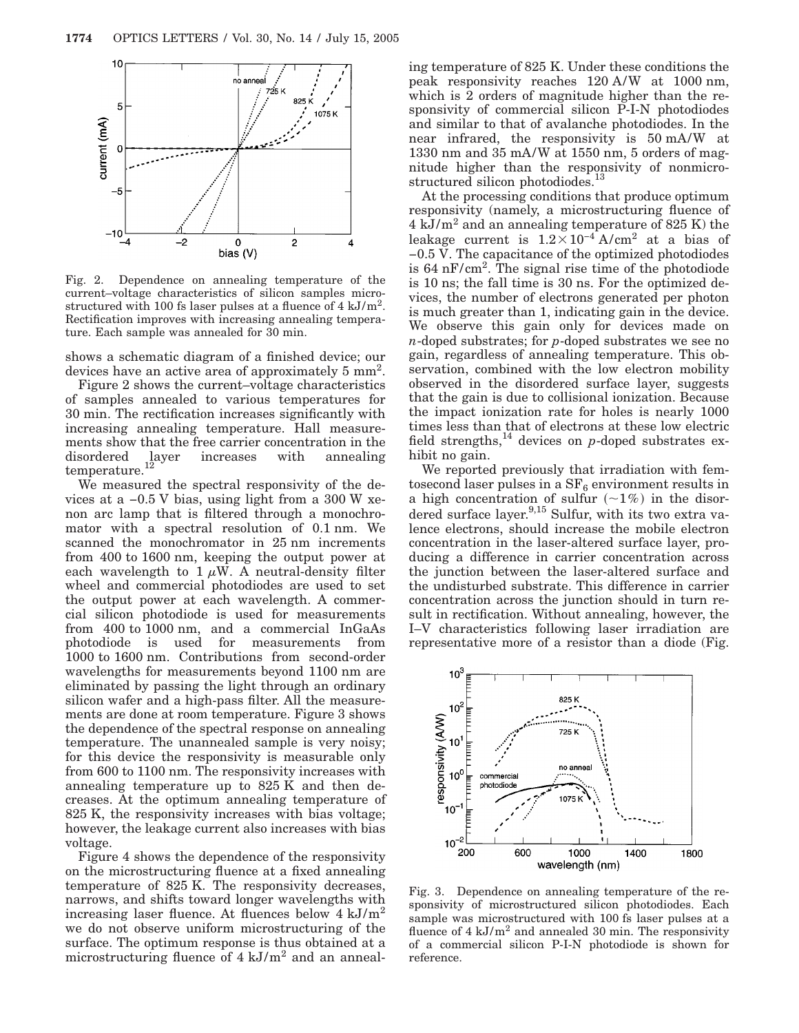Fig. 2. Dependence on annealing temperature of the current–voltage characteristics of silicon samples microstructured with 100 fs laser pulses at a fluence of 4 $kJ/m^2$. Rectification improves with increasing annealing temperature. Each sample was annealed for 30 min.

shows a schematic diagram of a finished device; our devices have an active area of approximately 5 $mm^2$.

Figure 2 shows the current–voltage characteristics of samples annealed to various temperatures for 30 min. The rectification increases significantly with increasing annealing temperature. Hall measurements show that the free carrier concentration in the disordered layer increases with annealing temperature.[12]

We measured the spectral responsivity of the devices at a −0.5 V bias, using light from a 300 W xenon arc lamp that is filtered through a monochromator with a spectral resolution of 0.1 nm. We scanned the monochromator in 25 nm increments from 400 to 1600 nm, keeping the output power at each wavelength to 1 $\mu$W. A neutral-density filter wheel and commercial photodiodes are used to set the output power at each wavelength. A commercial silicon photodiode is used for measurements from 400 to 1000 nm, and a commercial InGaAs photodiode is used for measurements from 1000 to 1600 nm. Contributions from second-order wavelengths for measurements beyond 1100 nm are eliminated by passing the light through an ordinary silicon wafer and a high-pass filter. All the measurements are done at room temperature. Figure 3 shows the dependence of the spectral response on annealing temperature. The unannealed sample is very noisy; for this device the responsivity is measurable only from 600 to 1100 nm. The responsivity increases with annealing temperature up to 825 K and then decreases. At the optimum annealing temperature of 825 K, the responsivity increases with bias voltage; however, the leakage current also increases with bias voltage.

Figure 4 shows the dependence of the responsivity on the microstructuring fluence at a fixed annealing temperature of 825 K. The responsivity decreases, narrows, and shifts toward longer wavelengths with increasing laser fluence. At fluences below 4 $kJ/m^2$ we do not observe uniform microstructuring of the surface. The optimum response is thus obtained at a microstructuring fluence of 4 $kJ/m^2$ and an annealing temperature of 825 K. Under these conditions the peak responsivity reaches 120 A/W at 1000 nm, which is 2 orders of magnitude higher than the responsivity of commercial silicon P-I-N photodiodes and similar to that of avalanche photodiodes. In the near infrared, the responsivity is 50 mA/W at 1330 nm and 35 mA/W at 1550 nm, 5 orders of magnitude higher than the responsivity of nonmicrostructured silicon photodiodes.[13]

At the processing conditions that produce optimum responsivity (namely, a microstructuring fluence of 4 $kJ/m^2$ and an annealing temperature of 825 K) the leakage current is $1.2 \times 10^{-4}$ $A/cm^2$ at a bias of −0.5 V. The capacitance of the optimized photodiodes is 64 $nF/cm^2$. The signal rise time of the photodiode is 10 ns; the fall time is 30 ns. For the optimized devices, the number of electrons generated per photon is much greater than 1, indicating gain in the device. We observe this gain only for devices made on *n*-doped substrates; for *p*-doped substrates we see no gain, regardless of annealing temperature. This observation, combined with the low electron mobility observed in the disordered surface layer, suggests that the gain is due to collisional ionization. Because the impact ionization rate for holes is nearly 1000 times less than that of electrons at these low electric field strengths,[14] devices on *p*-doped substrates exhibit no gain.

We reported previously that irradiation with femtosecond laser pulses in a $SF_6$ environment results in a high concentration of sulfur (~1%) in the disordered surface layer.[9,15] Sulfur, with its two extra valence electrons, should increase the mobile electron concentration in the laser-altered surface layer, producing a difference in carrier concentration across the junction between the laser-altered surface and the undisturbed substrate. This difference in carrier concentration across the junction should in turn result in rectification. Without annealing, however, the I–V characteristics following laser irradiation are representative more of a resistor than a diode (Fig.

Fig. 3. Dependence on annealing temperature of the responsivity of microstructured silicon photodiodes. Each sample was microstructured with 100 fs laser pulses at a fluence of 4 $kJ/m^2$ and annealed 30 min. The responsivity of a commercial silicon P-I-N photodiode is shown for reference.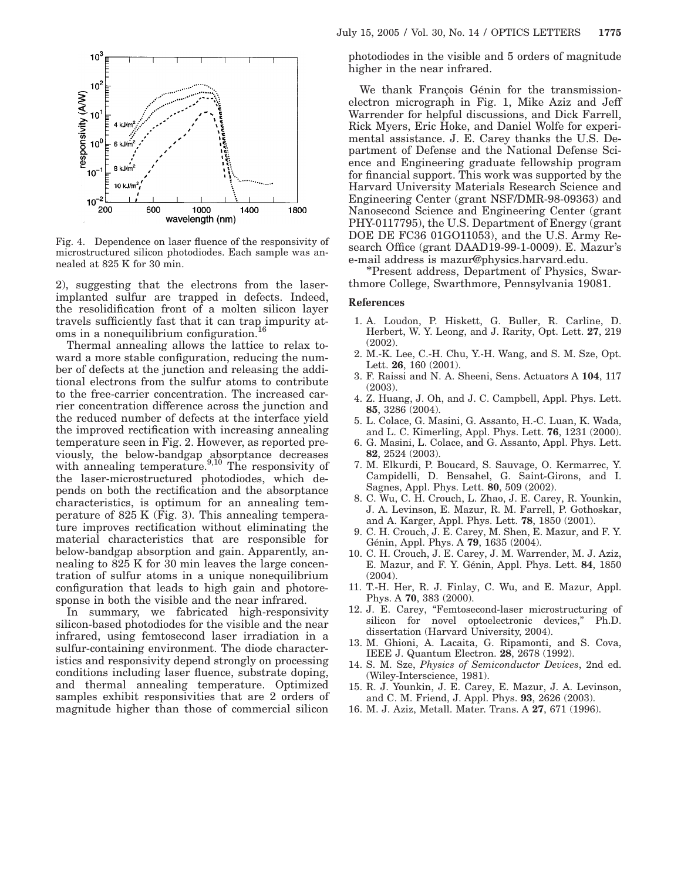10[3]

10[2]

10[1]

10[0]

10[−1]

10[−2]

responsivity (A/W)

4 kJ/m²

6 kJ/m²

8 kJ/m²

10 kJ/m²

200 600 1000 1400 1800

wavelength (nm)

Fig. 4. Dependence on laser fluence of the responsivity of microstructured silicon photodiodes. Each sample was annealed at 825 K for 30 min.

2), suggesting that the electrons from the laser-implanted sulfur are trapped in defects. Indeed, the resolidification front of a molten silicon layer travels sufficiently fast that it can trap impurity atoms in a nonequilibrium configuration.[16]

Thermal annealing allows the lattice to relax toward a more stable configuration, reducing the number of defects at the junction and releasing the additional electrons from the sulfur atoms to contribute to the free-carrier concentration. The increased carrier concentration difference across the junction and the reduced number of defects at the interface yield the improved rectification with increasing annealing temperature seen in Fig. 2. However, as reported previously, the below-bandgap absorptance decreases with annealing temperature.[9,10] The responsivity of the laser-microstructured photodiodes, which depends on both the rectification and the absorptance characteristics, is optimum for an annealing temperature of 825 K (Fig. 3). This annealing temperature improves rectification without eliminating the material characteristics that are responsible for below-bandgap absorption and gain. Apparently, annealing to 825 K for 30 min leaves the large concentration of sulfur atoms in a unique nonequilibrium configuration that leads to high gain and photoresponse in both the visible and the near infrared.

In summary, we fabricated high-responsivity silicon-based photodiodes for the visible and the near infrared, using femtosecond laser irradiation in a sulfur-containing environment. The diode characteristics and responsivity depend strongly on processing conditions including laser fluence, substrate doping, and thermal annealing temperature. Optimized samples exhibit responsivities that are 2 orders of magnitude higher than those of commercial silicon photodiodes in the visible and 5 orders of magnitude higher in the near infrared.

We thank François Génin for the transmission-electron micrograph in Fig. 1, Mike Aziz and Jeff Warrender for helpful discussions, and Dick Farrell, Rick Myers, Eric Hoke, and Daniel Wolfe for experimental assistance. J. E. Carey thanks the U.S. Department of Defense and the National Defense Science and Engineering graduate fellowship program for financial support. This work was supported by the Harvard University Materials Research Science and Engineering Center (grant NSF/DMR-98-09363) and Nanosecond Science and Engineering Center (grant PHY-0117795), the U.S. Department of Energy (grant DOE DE FC36 01GO11053), and the U.S. Army Research Office (grant DAAD19-99-1-0009). E. Mazur's e-mail address is mazur@physics.harvard.edu.

*Present address, Department of Physics, Swarthmore College, Swarthmore, Pennsylvania 19081.

### References

1. A. Loudon, P. Hiskett, G. Buller, R. Carline, D. Herbert, W. Y. Leong, and J. Rarity, Opt. Lett. **27**, 219 (2002).
2. M.-K. Lee, C.-H. Chu, Y.-H. Wang, and S. M. Sze, Opt. Lett. **26**, 160 (2001).
3. F. Raissi and N. A. Sheeni, Sens. Actuators A **104**, 117 (2003).
4. Z. Huang, J. Oh, and J. C. Campbell, Appl. Phys. Lett. **85**, 3286 (2004).
5. L. Colace, G. Masini, G. Assanto, H.-C. Luan, K. Wada, and L. C. Kimerling, Appl. Phys. Lett. **76**, 1231 (2000).
6. G. Masini, L. Colace, and G. Assanto, Appl. Phys. Lett. **82**, 2524 (2003).
7. M. Elkurdi, P. Boucard, S. Sauvage, O. Kermarrec, Y. Campidelli, D. Bensahel, G. Saint-Girons, and I. Sagnes, Appl. Phys. Lett. **80**, 509 (2002).
8. C. Wu, C. H. Crouch, L. Zhao, J. E. Carey, R. Younkin, J. A. Levinson, E. Mazur, R. M. Farrell, P. Gothoskar, and A. Karger, Appl. Phys. Lett. **78**, 1850 (2001).
9. C. H. Crouch, J. E. Carey, M. Shen, E. Mazur, and F. Y. Génin, Appl. Phys. A **79**, 1635 (2004).
10. C. H. Crouch, J. E. Carey, J. M. Warrender, M. J. Aziz, E. Mazur, and F. Y. Génin, Appl. Phys. Lett. **84**, 1850 (2004).
11. T.-H. Her, R. J. Finlay, C. Wu, and E. Mazur, Appl. Phys. A **70**, 383 (2000).
12. J. E. Carey, "Femtosecond-laser microstructuring of silicon for novel optoelectronic devices," Ph.D. dissertation (Harvard University, 2004).
13. M. Ghioni, A. Lacaita, G. Ripamonti, and S. Cova, IEEE J. Quantum Electron. **28**, 2678 (1992).
14. S. M. Sze, *Physics of Semiconductor Devices*, 2nd ed. (Wiley-Interscience, 1981).
15. R. J. Younkin, J. E. Carey, E. Mazur, J. A. Levinson, and C. M. Friend, J. Appl. Phys. **93**, 2626 (2003).
16. M. J. Aziz, Metall. Mater. Trans. A **27**, 671 (1996).